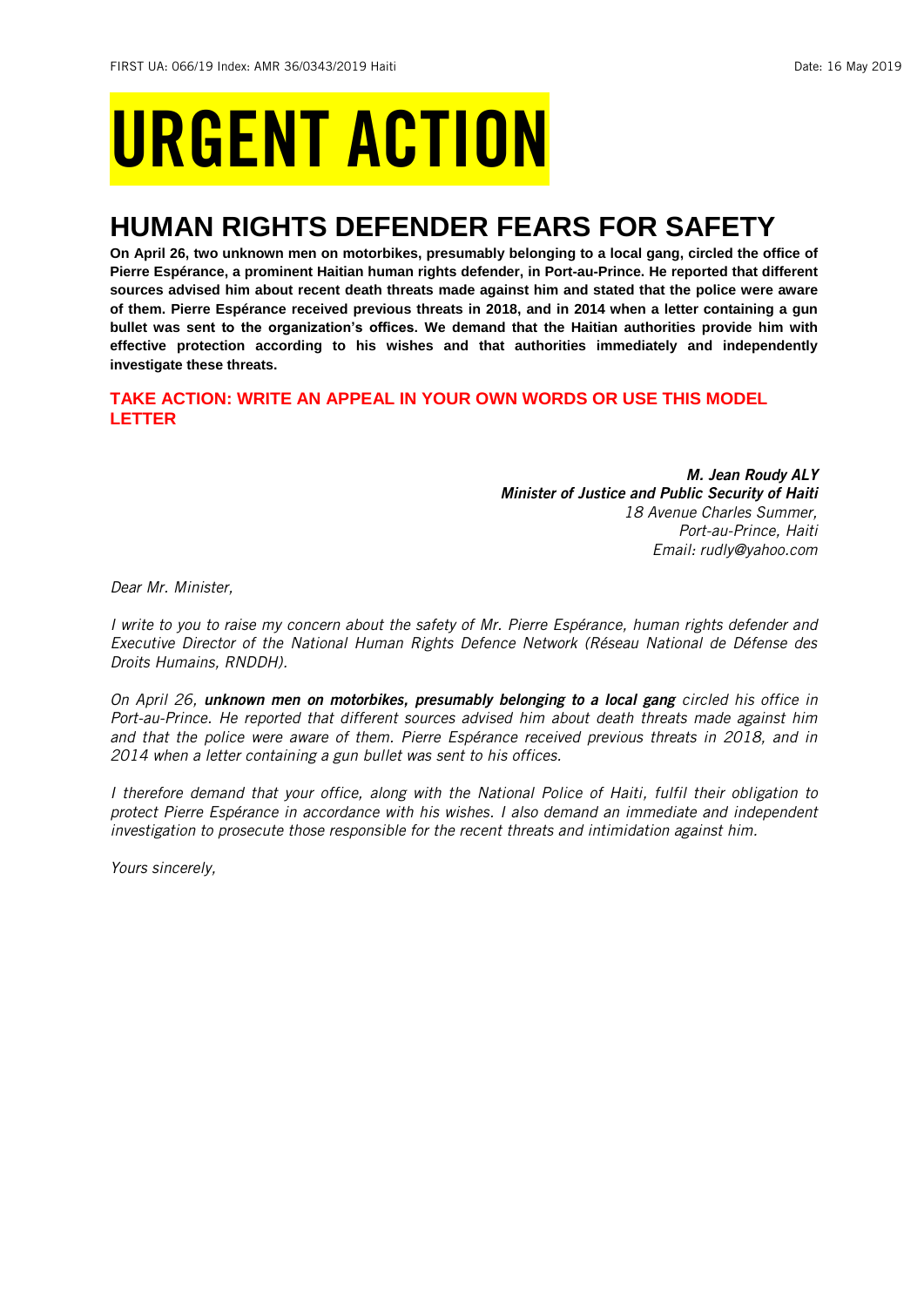# URGENT ACTION

## HUMAN RIGHTS DEFENDER FEARS FOR SAFETY

**On April 26, two unknown men on motorbikes, presumably belonging to a local gang, circled the office of Pierre Espérance, a prominent Haitian human rights defender, in Port-au-Prince. He reported that different sources advised him about recent death threats made against him and stated that the police were aware of them. Pierre Espérance received previous threats in 2018, and in 2014 when a letter containing a gun bullet was sent to the organization's offices. We demand that the Haitian authorities provide him with effective protection according to his wishes and that authorities immediately and independently investigate these threats.**

**TAKE ACTION: WRITE AN APPEAL IN YOUR OWN WORDS OR USE THIS MODEL LETTER**

***M. Jean Roudy ALY***
***Minister of Justice and Public Security of Haiti***
*18 Avenue Charles Summer,*
*Port-au-Prince, Haiti*
*Email: rudly@yahoo.com*

*Dear Mr. Minister,*

*I write to you to raise my concern about the safety of Mr. Pierre Espérance, human rights defender and Executive Director of the National Human Rights Defence Network (Réseau National de Défense des Droits Humains, RNDDH).*

*On April 26, **unknown men on motorbikes, presumably belonging to a local gang** circled his office in Port-au-Prince. He reported that different sources advised him about death threats made against him and that the police were aware of them. Pierre Espérance received previous threats in 2018, and in 2014 when a letter containing a gun bullet was sent to his offices.*

*I therefore demand that your office, along with the National Police of Haiti, fulfil their obligation to protect Pierre Espérance in accordance with his wishes. I also demand an immediate and independent investigation to prosecute those responsible for the recent threats and intimidation against him.*

*Yours sincerely,*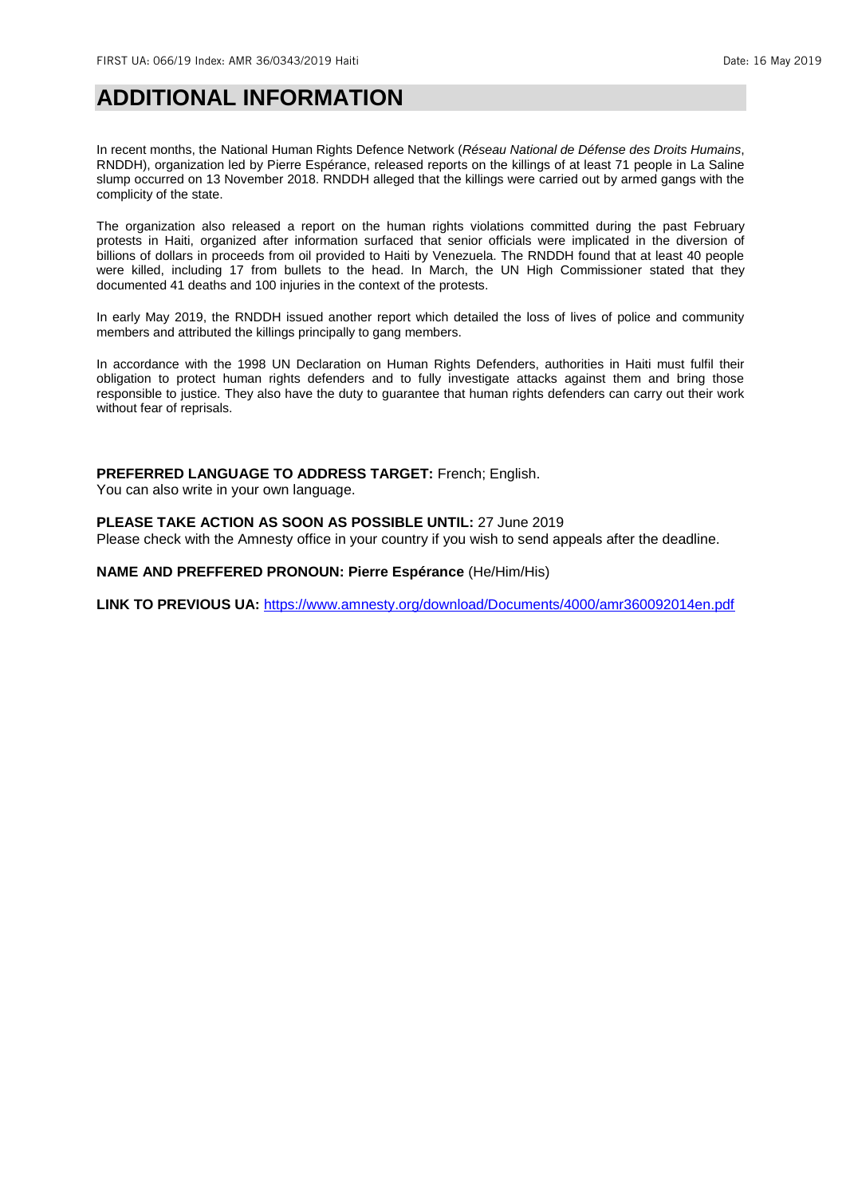# ADDITIONAL INFORMATION

In recent months, the National Human Rights Defence Network (*Réseau National de Défense des Droits Humains*, RNDDH), organization led by Pierre Espérance, released reports on the killings of at least 71 people in La Saline slump occurred on 13 November 2018. RNDDH alleged that the killings were carried out by armed gangs with the complicity of the state.

The organization also released a report on the human rights violations committed during the past February protests in Haiti, organized after information surfaced that senior officials were implicated in the diversion of billions of dollars in proceeds from oil provided to Haiti by Venezuela. The RNDDH found that at least 40 people were killed, including 17 from bullets to the head. In March, the UN High Commissioner stated that they documented 41 deaths and 100 injuries in the context of the protests.

In early May 2019, the RNDDH issued another report which detailed the loss of lives of police and community members and attributed the killings principally to gang members.

In accordance with the 1998 UN Declaration on Human Rights Defenders, authorities in Haiti must fulfil their obligation to protect human rights defenders and to fully investigate attacks against them and bring those responsible to justice. They also have the duty to guarantee that human rights defenders can carry out their work without fear of reprisals.

**PREFERRED LANGUAGE TO ADDRESS TARGET:** French; English.
You can also write in your own language.

**PLEASE TAKE ACTION AS SOON AS POSSIBLE UNTIL:** 27 June 2019
Please check with the Amnesty office in your country if you wish to send appeals after the deadline.

**NAME AND PREFFERED PRONOUN: Pierre Espérance** (He/Him/His)

**LINK TO PREVIOUS UA:** https://www.amnesty.org/download/Documents/4000/amr360092014en.pdf